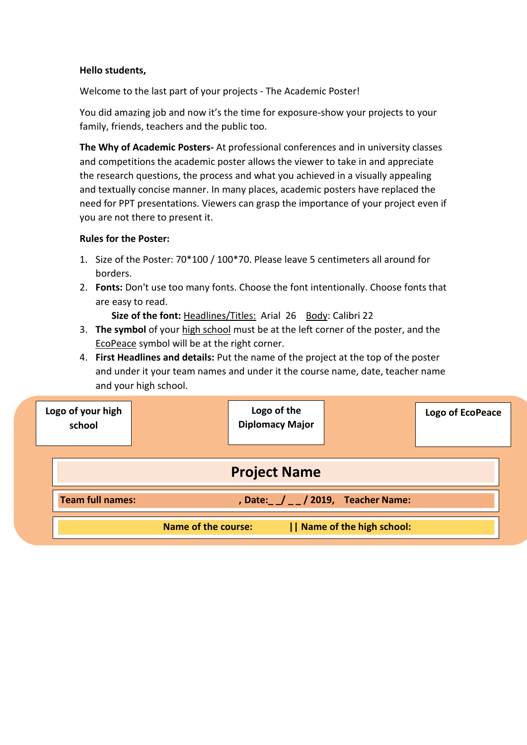**Hello students,**

Welcome to the last part of your projects - The Academic Poster!

You did amazing job and now it's the time for exposure-show your projects to your family, friends, teachers and the public too.

**The Why of Academic Posters-** At professional conferences and in university classes and competitions the academic poster allows the viewer to take in and appreciate the research questions, the process and what you achieved in a visually appealing and textually concise manner. In many places, academic posters have replaced the need for PPT presentations. Viewers can grasp the importance of your project even if you are not there to present it.

**Rules for the Poster:**

1. Size of the Poster: 70*100 / 100*70. Please leave 5 centimeters all around for borders.
2. **Fonts:** Don't use too many fonts. Choose the font intentionally. Choose fonts that are easy to read.
   **Size of the font:** Headlines/Titles: Arial 26 Body: Calibri 22
3. **The symbol** of your high school must be at the left corner of the poster, and the EcoPeace symbol will be at the right corner.
4. **First Headlines and details:** Put the name of the project at the top of the poster and under it your team names and under it the course name, date, teacher name and your high school.

| **Logo of your high school** | **Logo of the Diplomacy Major** | **Logo of EcoPeace** |
|---|---|---|

**Project Name**

**Team full names: , Date:_ _/ _ _/ 2019, Teacher Name:**

**Name of the course: || Name of the high school:**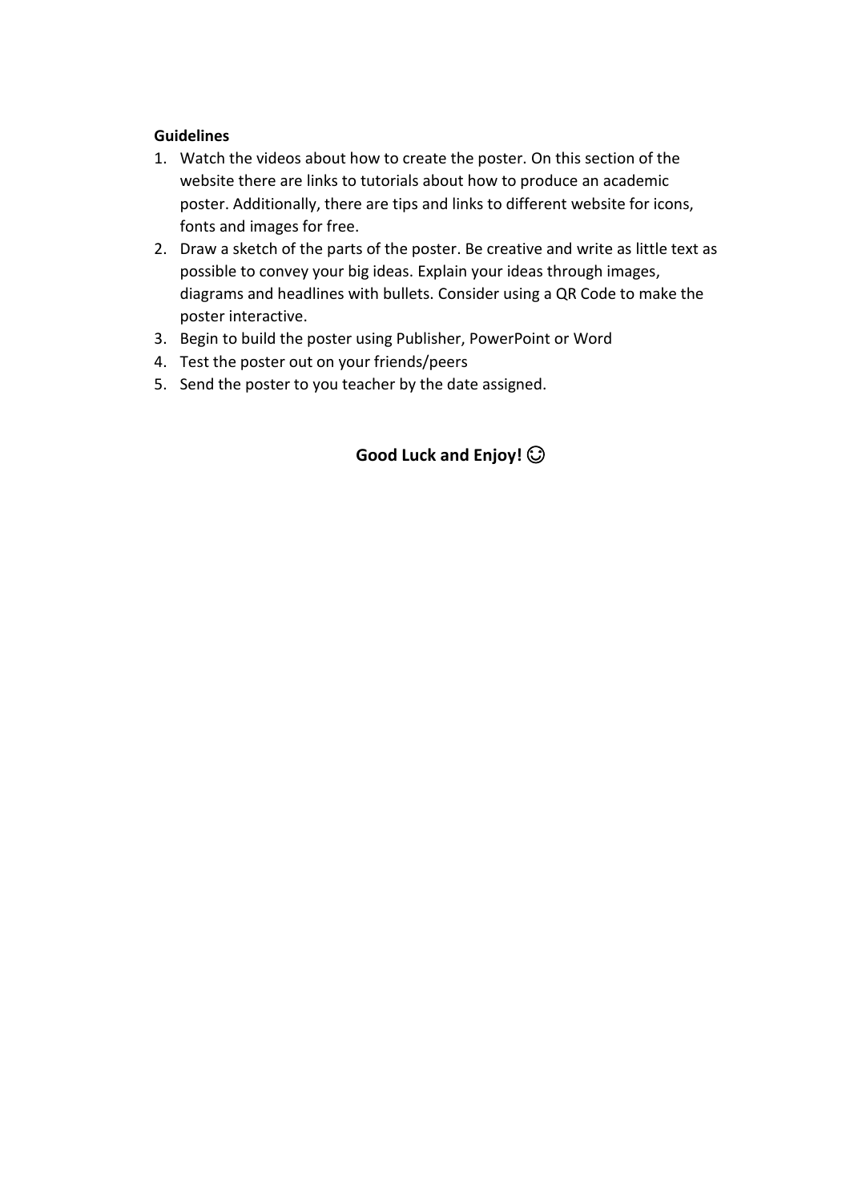**Guidelines**

1. Watch the videos about how to create the poster. On this section of the website there are links to tutorials about how to produce an academic poster. Additionally, there are tips and links to different website for icons, fonts and images for free.
2. Draw a sketch of the parts of the poster. Be creative and write as little text as possible to convey your big ideas. Explain your ideas through images, diagrams and headlines with bullets. Consider using a QR Code to make the poster interactive.
3. Begin to build the poster using Publisher, PowerPoint or Word
4. Test the poster out on your friends/peers
5. Send the poster to you teacher by the date assigned.

**Good Luck and Enjoy!** ☺